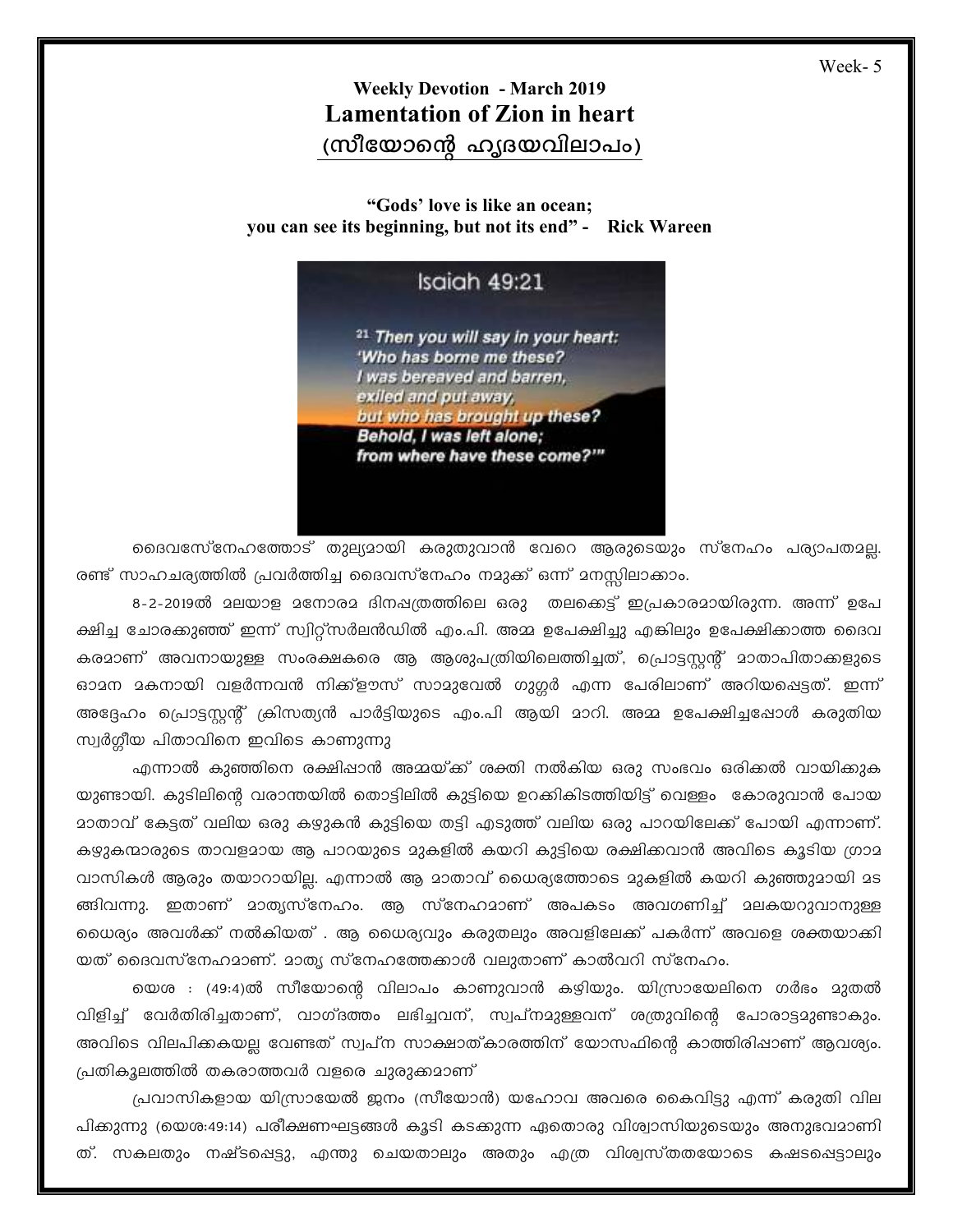Week- 5

## Weekly Devotion - March 2019

# Lamentation of Zion in heart

## (സീയോന്റെ ഹൃദയവിലാപം)

**"Gods' love is like an ocean;**
**you can see its beginning, but not its end" - Rick Wareen**

Isaiah 49:21

*21 Then you will say in your heart:*
*'Who has borne me these?*
*I was bereaved and barren,*
*exiled and put away,*
*but who has brought up these?*
*Behold, I was left alone;*
*from where have these come?'"*

ദൈവസ്നേഹത്തോട് തുല്യമായി കരുതുവാൻ വേറെ ആരുടെയും സ്നേഹം പര്യാപ്തമല്ല. രണ്ട് സാഹചര്യത്തിൽ പ്രവർത്തിച്ച ദൈവസ്നേഹം നമുക്ക് ഒന്ന് മനസ്സിലാക്കാം.

8-2-2019ൽ മലയാള മനോരമ ദിനപത്രത്തിലെ ഒരു തലക്കെട്ട് ഇപ്രകാരമായിരുന്നു. അന്ന് ഉപേക്ഷിച്ച ചോരക്കുഞ്ഞ് ഇന്ന് സ്വിറ്റ്സർലൻഡിൽ എം.പി. അമ്മ ഉപേക്ഷിച്ചു എങ്കിലും ഉപേക്ഷിക്കാത്ത ദൈവ കരമാണ് അവനായുള്ള സംരക്ഷകരെ ആ ആശുപത്രിയിലെത്തിച്ചത്, പ്രൊട്ടസ്റ്റന്റ് മാതാപിതാക്കളുടെ ഓമന മകനായി വളർന്നവൻ നിക്ക്ളൗസ് സാമുവേൽ ഗുഗ്ഗർ എന്ന പേരിലാണ് അറിയപ്പെട്ടത്. ഇന്ന് അദ്ദേഹം പ്രൊട്ടസ്റ്റന്റ് ക്രിസത്യൻ പാർട്ടിയുടെ എം.പി ആയി മാറി. അമ്മ ഉപേക്ഷിച്ചപ്പോൾ കരുതിയ സ്വർഗ്ഗീയ പിതാവിനെ ഇവിടെ കാണുന്നു

എന്നാൽ കുഞ്ഞിനെ രക്ഷിപ്പാൻ അമ്മയ്ക്ക് ശക്തി നൽകിയ ഒരു സംഭവം ഒരിക്കൽ വായിക്കുകയുണ്ടായി. കുടിലിന്റെ വരാന്തയിൽ തൊട്ടിലിൽ കുട്ടിയെ ഉറക്കികിടത്തിയിട്ട് വെള്ളം കോരുവാൻ പോയ മാതാവ് കേട്ടത് വലിയ ഒരു കഴുകൻ കുട്ടിയെ തട്ടി എടുത്ത് വലിയ ഒരു പാറയിലേക്ക് പോയി എന്നാണ്. കഴുകന്മാരുടെ താവളമായ ആ പാറയുടെ മുകളിൽ കയറി കുട്ടിയെ രക്ഷിക്കവാൻ അവിടെ കൂടിയ ഗ്രാമവാസികൾ ആരും തയാറായില്ല. എന്നാൽ ആ മാതാവ് ധൈര്യത്തോടെ മുകളിൽ കയറി കുഞ്ഞുമായി മടങ്ങിവന്നു. ഇതാണ് മാതൃസ്നേഹം. ആ സ്നേഹമാണ് അപകടം അവഗണിച്ച് മലകയറുവാനുള്ള ധൈര്യം അവൾക്ക് നൽകിയത് . ആ ധൈര്യവും കരുതലും അവളിലേക്ക് പകർന്ന് അവളെ ശക്തയാക്കിയത് ദൈവസ്നേഹമാണ്. മാതൃ സ്നേഹത്തേക്കാൾ വലുതാണ് കാൽവറി സ്നേഹം.

യെശ : (49:4)ൽ സീയോന്റെ വിലാപം കാണുവാൻ കഴിയും. യിസ്രായേലിനെ ഗർഭം മുതൽ വിളിച്ച് വേർതിരിച്ചതാണ്, വാഗ്ദത്തം ലഭിച്ചവന്, സ്വപ്നമുള്ളവന് ശത്രുവിന്റെ പോരാട്ടമുണ്ടാകും. അവിടെ വിലപിക്കുകയല്ല വേണ്ടത് സ്വപ്ന സാക്ഷാത്കാരത്തിന് യോസഫിന്റെ കാത്തിരിപ്പാണ് ആവശ്യം. പ്രതികൂലത്തിൽ തകരാത്തവർ വളരെ ചുരുക്കമാണ്

പ്രവാസികളായ യിസ്രായേൽ ജനം (സീയോൻ) യഹോവ അവരെ കൈവിട്ടു എന്ന് കരുതി വിലപിക്കുന്നു (യെശ:49:14) പരീക്ഷണഘട്ടങ്ങൾ കൂടി കടക്കുന്ന ഏതൊരു വിശ്വാസിയുടെയും അനുഭവമാണിത്. സകലതും നഷ്ടപ്പെട്ടു, എന്തു ചെയതാലും അതും എത്ര വിശ്വസ്തതയോടെ കഷ്ടപ്പെട്ടാലും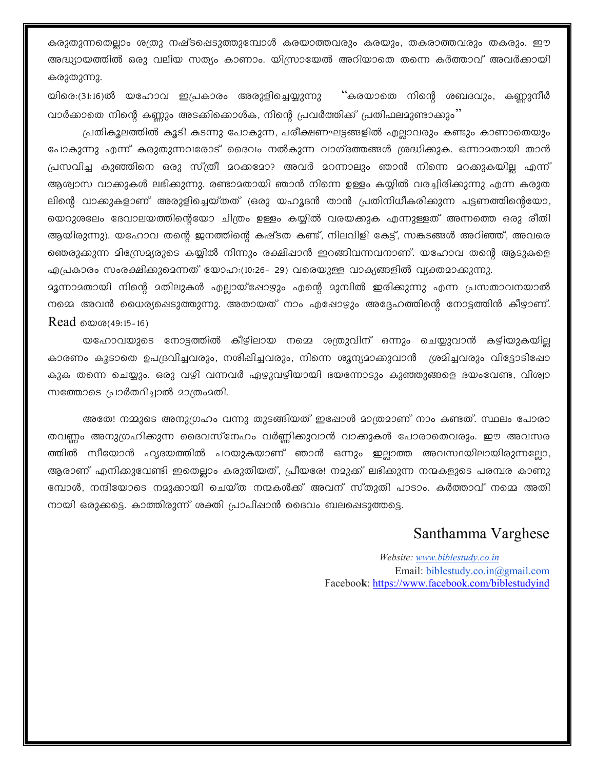കരുതുന്നതെല്ലാം ശത്രു നഷ്ടപ്പെടുത്തുമ്പോൾ കരയാത്തവരും കരയും, തകരാത്തവരും തകരും. ഈ അദ്ധ്യായത്തിൽ ഒരു വലിയ സത്യം കാണാം. യിസ്രായേൽ അറിയാതെ തന്നെ കർത്താവ് അവർക്കായി കരുതുന്നു.

യിരെ:(31:16)ൽ യഹോവ ഇപ്രകാരം അരുളിച്ചെയ്യുന്നു "കരയാതെ നിന്റെ ശബ്ദവും, കണ്ണുനീർ വാർക്കാതെ നിന്റെ കണ്ണും അടക്കിക്കൊൾക, നിന്റെ പ്രവർത്തിക്ക് പ്രതിഫലമുണ്ടാകും"

പ്രതികൂലത്തിൽ കൂടി കടന്നു പോകുന്ന, പരീക്ഷണഘട്ടങ്ങളിൽ എല്ലാവരും കണ്ടും കാണാതെയും പോകുന്നു എന്ന് കരുതുന്നവരോട് ദൈവം നൽകുന്ന വാഗ്ദത്തങ്ങൾ ശ്രദ്ധിക്കുക. ഒന്നാമതായി താൻ പ്രസവിച്ച കുഞ്ഞിനെ ഒരു സ്ത്രീ മറക്കുമോ? അവർ മറന്നാലും ഞാൻ നിന്നെ മറക്കുകയില്ല എന്ന് ആശ്വാസ വാക്കുകൾ ലഭിക്കുന്നു. രണ്ടാമതായി ഞാൻ നിന്നെ ഉള്ളം കയ്യിൽ വരച്ചിരിക്കുന്നു എന്ന കരുതലിന്റെ വാക്കുകളാണ് അരുളിച്ചെയ്തത് (ഒരു യഹൂദൻ താൻ പ്രതിനിധീകരിക്കുന്ന പട്ടണത്തിന്റെയോ, യെറുശലേം ദേവാലയത്തിന്റെയോ ചിത്രം ഉള്ളം കയ്യിൽ വരയക്കുക എന്നുള്ളത് അന്നത്തെ ഒരു രീതി ആയിരുന്നു). യഹോവ തന്റെ ജനത്തിന്റെ കഷ്ടത കണ്ട്, നിലവിളി കേട്ട്, സങ്കടങ്ങൾ അറിഞ്ഞ്, അവരെ ഞെരുക്കുന്ന മിസ്രേമ്യരുടെ കയ്യിൽ നിന്നും രക്ഷിപ്പാൻ ഇറങ്ങിവന്നവനാണ്. യഹോവ തന്റെ ആടുകളെ എപ്രകാരം സംരക്ഷിക്കുമെന്നത് യോഹ:(10:26- 29) വരെയുള്ള വാക്യങ്ങളിൽ വ്യക്തമാക്കുന്നു.

മൂന്നാമതായി നിന്റെ മതിലുകൾ എല്ലായ്പ്പോഴും എന്റെ മുമ്പിൽ ഇരിക്കുന്നു എന്ന പ്രസ്താവനയാൽ നമ്മെ അവൻ ധൈര്യപ്പെടുത്തുന്നു. അതായത് നാം എപ്പോഴും അദ്ദേഹത്തിന്റെ നോട്ടത്തിൻ കീഴാണ്. Read യെശ(49:15-16)

യഹോവയുടെ നോട്ടത്തിൽ കീഴിലായ നമ്മെ ശത്രുവിന് ഒന്നും ചെയ്യുവാൻ കഴിയുകയില്ല കാരണം കൂടാതെ ഉപദ്രവിച്ചവരും, നശിപ്പിച്ചവരും, നിന്നെ ശൂന്യമാക്കുവാൻ ശ്രമിച്ചവരും വിട്ടോടിപ്പോകുക തന്നെ ചെയ്യും. ഒരു വഴി വന്നവർ ഏഴുവഴിയായി ഭയന്നോടും കുഞ്ഞുങ്ങളെ ഭയംവേണ്ട, വിശ്വാസത്തോടെ പ്രാർത്ഥിച്ചാൽ മാത്രംമതി.

അതേ! നമ്മുടെ അനുഗ്രഹം വന്നു തുടങ്ങിയത് ഇപ്പോൾ മാത്രമാണ് നാം കണ്ടത്. സ്ഥലം പോരാതവണ്ണം അനുഗ്രഹിക്കുന്ന ദൈവസ്നേഹം വർണ്ണിക്കുവാൻ വാക്കുകൾ പോരാതെവരും. ഈ അവസരത്തിൽ സീയോൻ ഹൃദയത്തിൽ പറയുകയാണ് ഞാൻ ഒന്നും ഇല്ലാത്ത അവസ്ഥയിലായിരുന്നല്ലോ, ആരാണ് എനിക്കുവേണ്ടി ഇതെല്ലാം കരുതിയത്, പ്രീയരേ! നമുക്ക് ലഭിക്കുന്ന നന്മകളുടെ പരമ്പര കാണുമ്പോൾ, നന്ദിയോടെ നമുക്കായി ചെയ്ത നന്മകൾക്ക് അവന് സ്തുതി പാടാം. കർത്താവ് നമ്മെ അതിനായി ഒരുക്കട്ടെ. കാത്തിരുന്ന് ശക്തി പ്രാപിപ്പാൻ ദൈവം ബലപ്പെടുത്തട്ടെ.

Santhamma Varghese

*Website: www.biblestudy.co.in*
Email: biblestudy.co.in@gmail.com
Faceboo**k**: https://www.facebook.com/biblestudyind